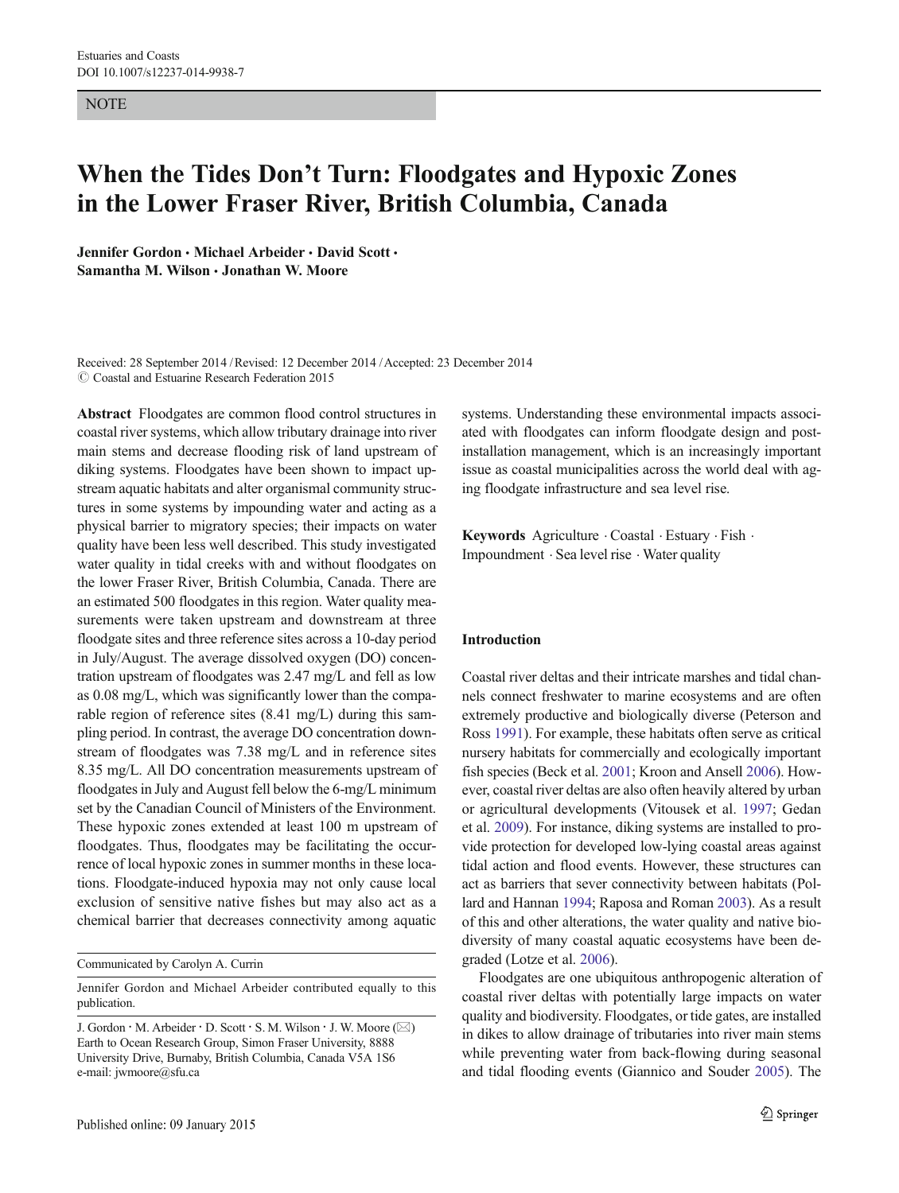NOTE

# When the Tides Don't Turn: Floodgates and Hypoxic Zones in the Lower Fraser River, British Columbia, Canada

**Jennifer Gordon · Michael Arbeider · David Scott · Samantha M. Wilson · Jonathan W. Moore**

Received: 28 September 2014 / Revised: 12 December 2014 / Accepted: 23 December 2014
© Coastal and Estuarine Research Federation 2015

**Abstract** Floodgates are common flood control structures in coastal river systems, which allow tributary drainage into river main stems and decrease flooding risk of land upstream of diking systems. Floodgates have been shown to impact upstream aquatic habitats and alter organismal community structures in some systems by impounding water and acting as a physical barrier to migratory species; their impacts on water quality have been less well described. This study investigated water quality in tidal creeks with and without floodgates on the lower Fraser River, British Columbia, Canada. There are an estimated 500 floodgates in this region. Water quality measurements were taken upstream and downstream at three floodgate sites and three reference sites across a 10-day period in July/August. The average dissolved oxygen (DO) concentration upstream of floodgates was 2.47 mg/L and fell as low as 0.08 mg/L, which was significantly lower than the comparable region of reference sites (8.41 mg/L) during this sampling period. In contrast, the average DO concentration downstream of floodgates was 7.38 mg/L and in reference sites 8.35 mg/L. All DO concentration measurements upstream of floodgates in July and August fell below the 6-mg/L minimum set by the Canadian Council of Ministers of the Environment. These hypoxic zones extended at least 100 m upstream of floodgates. Thus, floodgates may be facilitating the occurrence of local hypoxic zones in summer months in these locations. Floodgate-induced hypoxia may not only cause local exclusion of sensitive native fishes but may also act as a chemical barrier that decreases connectivity among aquatic systems. Understanding these environmental impacts associated with floodgates can inform floodgate design and post-installation management, which is an increasingly important issue as coastal municipalities across the world deal with aging floodgate infrastructure and sea level rise.

**Keywords** Agriculture · Coastal · Estuary · Fish · Impoundment · Sea level rise · Water quality

Communicated by Carolyn A. Currin

Jennifer Gordon and Michael Arbeider contributed equally to this publication.

J. Gordon · M. Arbeider · D. Scott · S. M. Wilson · J. W. Moore (✉)
Earth to Ocean Research Group, Simon Fraser University, 8888 University Drive, Burnaby, British Columbia, Canada V5A 1S6
e-mail: jwmoore@sfu.ca

## Introduction

Coastal river deltas and their intricate marshes and tidal channels connect freshwater to marine ecosystems and are often extremely productive and biologically diverse (Peterson and Ross 1991). For example, these habitats often serve as critical nursery habitats for commercially and ecologically important fish species (Beck et al. 2001; Kroon and Ansell 2006). However, coastal river deltas are also often heavily altered by urban or agricultural developments (Vitousek et al. 1997; Gedan et al. 2009). For instance, diking systems are installed to provide protection for developed low-lying coastal areas against tidal action and flood events. However, these structures can act as barriers that sever connectivity between habitats (Pollard and Hannan 1994; Raposa and Roman 2003). As a result of this and other alterations, the water quality and native biodiversity of many coastal aquatic ecosystems have been degraded (Lotze et al. 2006).

Floodgates are one ubiquitous anthropogenic alteration of coastal river deltas with potentially large impacts on water quality and biodiversity. Floodgates, or tide gates, are installed in dikes to allow drainage of tributaries into river main stems while preventing water from back-flowing during seasonal and tidal flooding events (Giannico and Souder 2005). The

Published online: 09 January 2015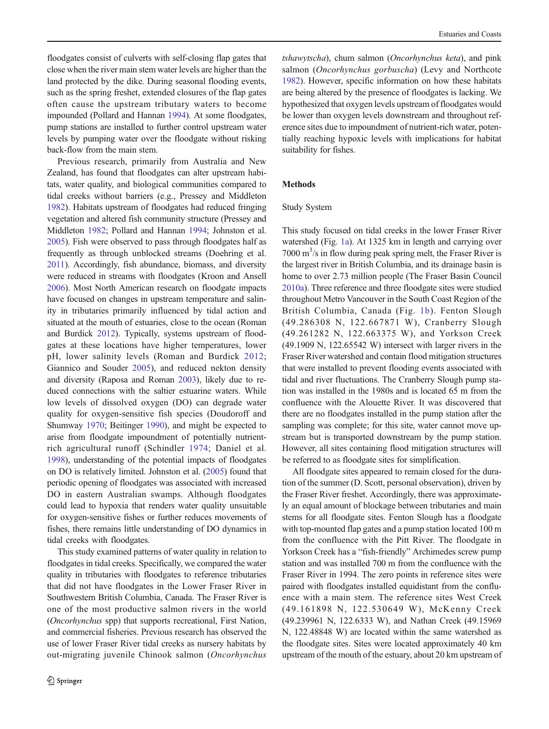floodgates consist of culverts with self-closing flap gates that close when the river main stem water levels are higher than the land protected by the dike. During seasonal flooding events, such as the spring freshet, extended closures of the flap gates often cause the upstream tributary waters to become impounded (Pollard and Hannan 1994). At some floodgates, pump stations are installed to further control upstream water levels by pumping water over the floodgate without risking back-flow from the main stem.

Previous research, primarily from Australia and New Zealand, has found that floodgates can alter upstream habitats, water quality, and biological communities compared to tidal creeks without barriers (e.g., Pressey and Middleton 1982). Habitats upstream of floodgates had reduced fringing vegetation and altered fish community structure (Pressey and Middleton 1982; Pollard and Hannan 1994; Johnston et al. 2005). Fish were observed to pass through floodgates half as frequently as through unblocked streams (Doehring et al. 2011). Accordingly, fish abundance, biomass, and diversity were reduced in streams with floodgates (Kroon and Ansell 2006). Most North American research on floodgate impacts have focused on changes in upstream temperature and salinity in tributaries primarily influenced by tidal action and situated at the mouth of estuaries, close to the ocean (Roman and Burdick 2012). Typically, systems upstream of floodgates at these locations have higher temperatures, lower pH, lower salinity levels (Roman and Burdick 2012; Giannico and Souder 2005), and reduced nekton density and diversity (Raposa and Roman 2003), likely due to reduced connections with the saltier estuarine waters. While low levels of dissolved oxygen (DO) can degrade water quality for oxygen-sensitive fish species (Doudoroff and Shumway 1970; Beitinger 1990), and might be expected to arise from floodgate impoundment of potentially nutrient-rich agricultural runoff (Schindler 1974; Daniel et al. 1998), understanding of the potential impacts of floodgates on DO is relatively limited. Johnston et al. (2005) found that periodic opening of floodgates was associated with increased DO in eastern Australian swamps. Although floodgates could lead to hypoxia that renders water quality unsuitable for oxygen-sensitive fishes or further reduces movements of fishes, there remains little understanding of DO dynamics in tidal creeks with floodgates.

This study examined patterns of water quality in relation to floodgates in tidal creeks. Specifically, we compared the water quality in tributaries with floodgates to reference tributaries that did not have floodgates in the Lower Fraser River in Southwestern British Columbia, Canada. The Fraser River is one of the most productive salmon rivers in the world (*Oncorhynchus* spp) that supports recreational, First Nation, and commercial fisheries. Previous research has observed the use of lower Fraser River tidal creeks as nursery habitats by out-migrating juvenile Chinook salmon (*Oncorhynchus tshawytscha*), chum salmon (*Oncorhynchus keta*), and pink salmon (*Oncorhynchus gorbuscha*) (Levy and Northcote 1982). However, specific information on how these habitats are being altered by the presence of floodgates is lacking. We hypothesized that oxygen levels upstream of floodgates would be lower than oxygen levels downstream and throughout reference sites due to impoundment of nutrient-rich water, potentially reaching hypoxic levels with implications for habitat suitability for fishes.

## Methods

### Study System

This study focused on tidal creeks in the lower Fraser River watershed (Fig. 1a). At 1325 km in length and carrying over 7000 $m^3$/s in flow during peak spring melt, the Fraser River is the largest river in British Columbia, and its drainage basin is home to over 2.73 million people (The Fraser Basin Council 2010a). Three reference and three floodgate sites were studied throughout Metro Vancouver in the South Coast Region of the British Columbia, Canada (Fig. 1b). Fenton Slough (49.286308 N, 122.667871 W), Cranberry Slough (49.261282 N, 122.663375 W), and Yorkson Creek (49.1909 N, 122.65542 W) intersect with larger rivers in the Fraser River watershed and contain flood mitigation structures that were installed to prevent flooding events associated with tidal and river fluctuations. The Cranberry Slough pump station was installed in the 1980s and is located 65 m from the confluence with the Alouette River. It was discovered that there are no floodgates installed in the pump station after the sampling was complete; for this site, water cannot move upstream but is transported downstream by the pump station. However, all sites containing flood mitigation structures will be referred to as floodgate sites for simplification.

All floodgate sites appeared to remain closed for the duration of the summer (D. Scott, personal observation), driven by the Fraser River freshet. Accordingly, there was approximately an equal amount of blockage between tributaries and main stems for all floodgate sites. Fenton Slough has a floodgate with top-mounted flap gates and a pump station located 100 m from the confluence with the Pitt River. The floodgate in Yorkson Creek has a "fish-friendly" Archimedes screw pump station and was installed 700 m from the confluence with the Fraser River in 1994. The zero points in reference sites were paired with floodgates installed equidistant from the confluence with a main stem. The reference sites West Creek (49.161898 N, 122.530649 W), McKenny Creek (49.239961 N, 122.6333 W), and Nathan Creek (49.15969 N, 122.48848 W) are located within the same watershed as the floodgate sites. Sites were located approximately 40 km upstream of the mouth of the estuary, about 20 km upstream of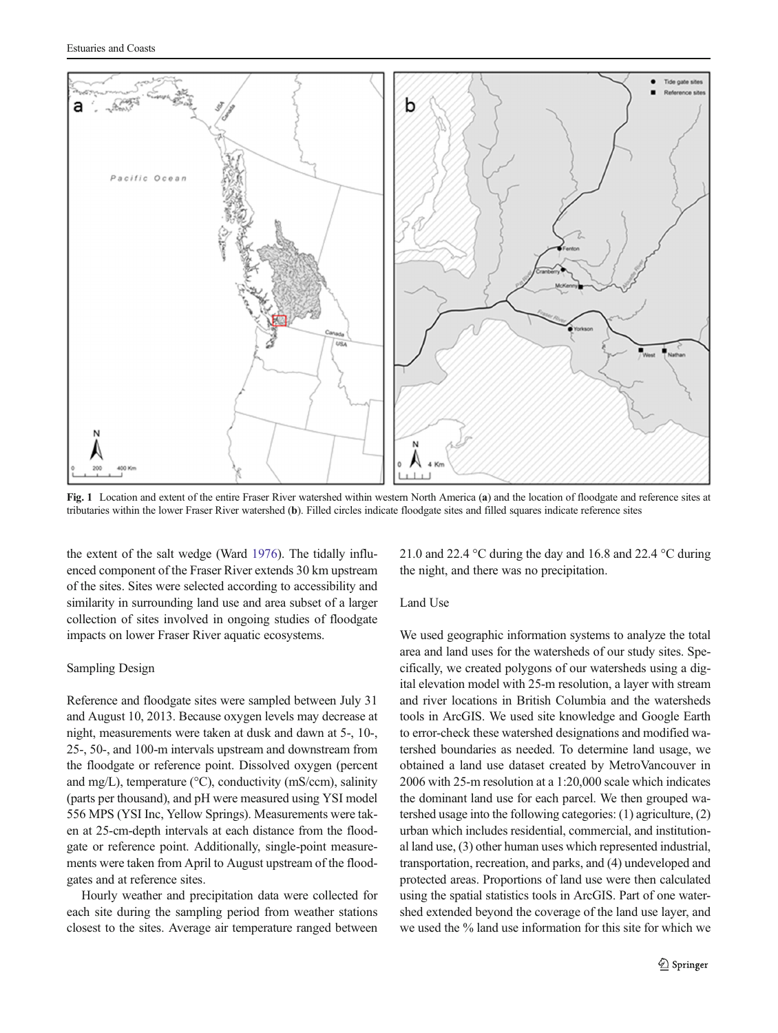Fig. 1 Location and extent of the entire Fraser River watershed within western North America (**a**) and the location of floodgate and reference sites at tributaries within the lower Fraser River watershed (**b**). Filled circles indicate floodgate sites and filled squares indicate reference sites

the extent of the salt wedge (Ward 1976). The tidally influenced component of the Fraser River extends 30 km upstream of the sites. Sites were selected according to accessibility and similarity in surrounding land use and area subset of a larger collection of sites involved in ongoing studies of floodgate impacts on lower Fraser River aquatic ecosystems.

### Sampling Design

Reference and floodgate sites were sampled between July 31 and August 10, 2013. Because oxygen levels may decrease at night, measurements were taken at dusk and dawn at 5-, 10-, 25-, 50-, and 100-m intervals upstream and downstream from the floodgate or reference point. Dissolved oxygen (percent and mg/L), temperature (°C), conductivity (mS/ccm), salinity (parts per thousand), and pH were measured using YSI model 556 MPS (YSI Inc, Yellow Springs). Measurements were taken at 25-cm-depth intervals at each distance from the floodgate or reference point. Additionally, single-point measurements were taken from April to August upstream of the floodgates and at reference sites.

Hourly weather and precipitation data were collected for each site during the sampling period from weather stations closest to the sites. Average air temperature ranged between 21.0 and 22.4 °C during the day and 16.8 and 22.4 °C during the night, and there was no precipitation.

### Land Use

We used geographic information systems to analyze the total area and land uses for the watersheds of our study sites. Specifically, we created polygons of our watersheds using a digital elevation model with 25-m resolution, a layer with stream and river locations in British Columbia and the watersheds tools in ArcGIS. We used site knowledge and Google Earth to error-check these watershed designations and modified watershed boundaries as needed. To determine land usage, we obtained a land use dataset created by MetroVancouver in 2006 with 25-m resolution at a 1:20,000 scale which indicates the dominant land use for each parcel. We then grouped watershed usage into the following categories: (1) agriculture, (2) urban which includes residential, commercial, and institutional land use, (3) other human uses which represented industrial, transportation, recreation, and parks, and (4) undeveloped and protected areas. Proportions of land use were then calculated using the spatial statistics tools in ArcGIS. Part of one watershed extended beyond the coverage of the land use layer, and we used the % land use information for this site for which we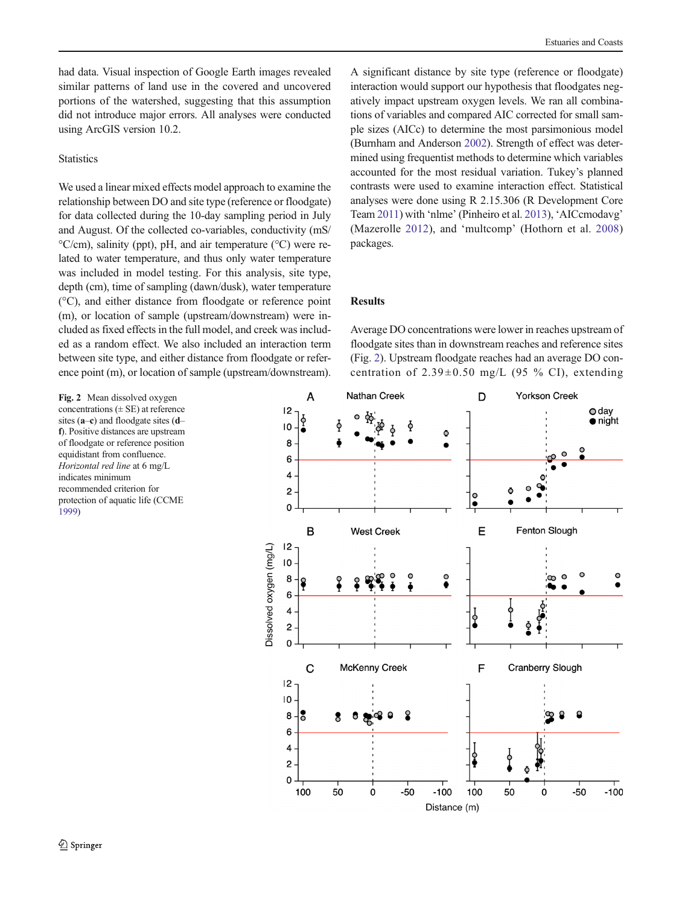had data. Visual inspection of Google Earth images revealed similar patterns of land use in the covered and uncovered portions of the watershed, suggesting that this assumption did not introduce major errors. All analyses were conducted using ArcGIS version 10.2.

### Statistics

We used a linear mixed effects model approach to examine the relationship between DO and site type (reference or floodgate) for data collected during the 10-day sampling period in July and August. Of the collected co-variables, conductivity (mS/°C/cm), salinity (ppt), pH, and air temperature (°C) were related to water temperature, and thus only water temperature was included in model testing. For this analysis, site type, depth (cm), time of sampling (dawn/dusk), water temperature (°C), and either distance from floodgate or reference point (m), or location of sample (upstream/downstream) were included as fixed effects in the full model, and creek was included as a random effect. We also included an interaction term between site type and either distance from floodgate or reference point (m), or location of sample (upstream/downstream). A significant distance by site type (reference or floodgate) interaction would support our hypothesis that floodgates negatively impact upstream oxygen levels. We ran all combinations of variables and compared AIC corrected for small sample sizes (AICc) to determine the most parsimonious model (Burnham and Anderson 2002). Strength of effect was determined using frequentist methods to determine which variables accounted for the most residual variation. Tukey's planned contrasts were used to examine interaction effect. Statistical analyses were done using R 2.15.306 (R Development Core Team 2011) with 'nlme' (Pinheiro et al. 2013), 'AICcmodavg' (Mazerolle 2012), and 'multcomp' (Hothorn et al. 2008) packages.

## Results

Average DO concentrations were lower in reaches upstream of floodgate sites than in downstream reaches and reference sites (Fig. 2). Upstream floodgate reaches had an average DO concentration of 2.39±0.50 mg/L (95 % CI), extending

**Fig. 2** Mean dissolved oxygen concentrations (± SE) at reference sites (**a**–**c**) and floodgate sites (**d**–**f**). Positive distances are upstream of floodgate or reference position equidistant from confluence. *Horizontal red line* at 6 mg/L indicates minimum recommended criterion for protection of aquatic life (CCME 1999)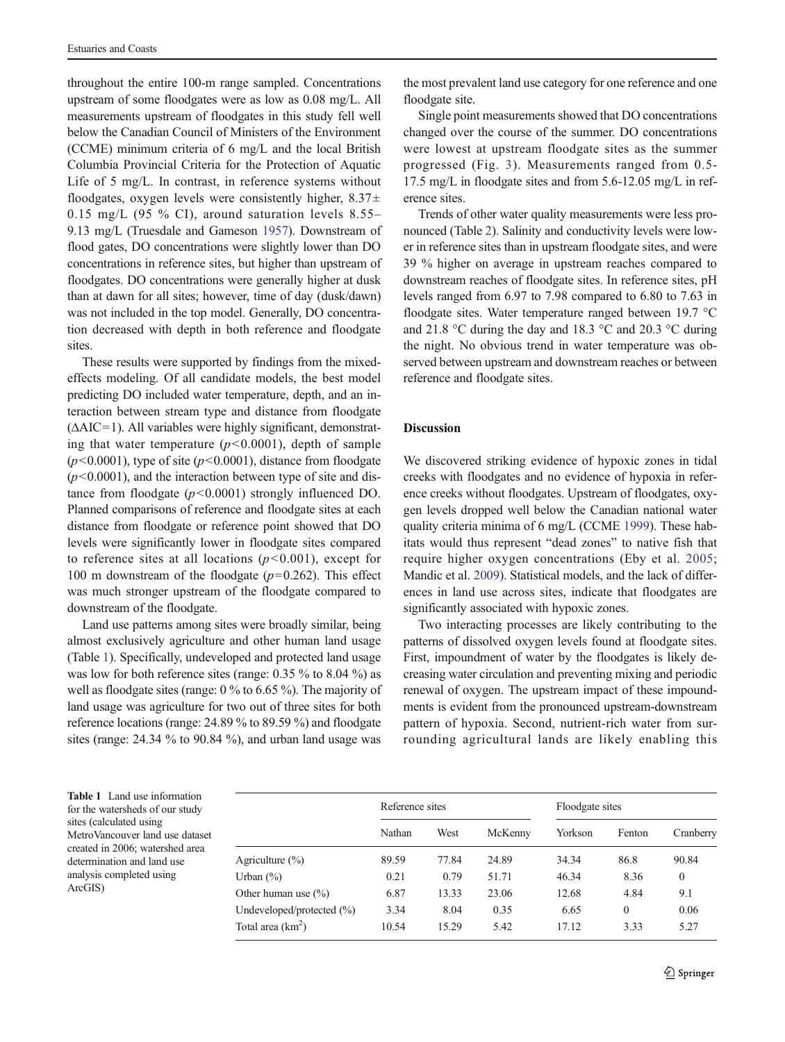throughout the entire 100-m range sampled. Concentrations upstream of some floodgates were as low as 0.08 mg/L. All measurements upstream of floodgates in this study fell well below the Canadian Council of Ministers of the Environment (CCME) minimum criteria of 6 mg/L and the local British Columbia Provincial Criteria for the Protection of Aquatic Life of 5 mg/L. In contrast, in reference systems without floodgates, oxygen levels were consistently higher, 8.37± 0.15 mg/L (95 % CI), around saturation levels 8.55–9.13 mg/L (Truesdale and Gameson 1957). Downstream of flood gates, DO concentrations were slightly lower than DO concentrations in reference sites, but higher than upstream of floodgates. DO concentrations were generally higher at dusk than at dawn for all sites; however, time of day (dusk/dawn) was not included in the top model. Generally, DO concentration decreased with depth in both reference and floodgate sites.

These results were supported by findings from the mixed-effects modeling. Of all candidate models, the best model predicting DO included water temperature, depth, and an interaction between stream type and distance from floodgate (ΔAIC=1). All variables were highly significant, demonstrating that water temperature ($p<0.0001$), depth of sample ($p<0.0001$), type of site ($p<0.0001$), distance from floodgate ($p<0.0001$), and the interaction between type of site and distance from floodgate ($p<0.0001$) strongly influenced DO. Planned comparisons of reference and floodgate sites at each distance from floodgate or reference point showed that DO levels were significantly lower in floodgate sites compared to reference sites at all locations ($p<0.001$), except for 100 m downstream of the floodgate ($p=0.262$). This effect was much stronger upstream of the floodgate compared to downstream of the floodgate.

Land use patterns among sites were broadly similar, being almost exclusively agriculture and other human land usage (Table 1). Specifically, undeveloped and protected land usage was low for both reference sites (range: 0.35 % to 8.04 %) as well as floodgate sites (range: 0 % to 6.65 %). The majority of land usage was agriculture for two out of three sites for both reference locations (range: 24.89 % to 89.59 %) and floodgate sites (range: 24.34 % to 90.84 %), and urban land usage was the most prevalent land use category for one reference and one floodgate site.

Single point measurements showed that DO concentrations changed over the course of the summer. DO concentrations were lowest at upstream floodgate sites as the summer progressed (Fig. 3). Measurements ranged from 0.5-17.5 mg/L in floodgate sites and from 5.6-12.05 mg/L in reference sites.

Trends of other water quality measurements were less pronounced (Table 2). Salinity and conductivity levels were lower in reference sites than in upstream floodgate sites, and were 39 % higher on average in upstream reaches compared to downstream reaches of floodgate sites. In reference sites, pH levels ranged from 6.97 to 7.98 compared to 6.80 to 7.63 in floodgate sites. Water temperature ranged between 19.7 °C and 21.8 °C during the day and 18.3 °C and 20.3 °C during the night. No obvious trend in water temperature was observed between upstream and downstream reaches or between reference and floodgate sites.

## Discussion

We discovered striking evidence of hypoxic zones in tidal creeks with floodgates and no evidence of hypoxia in reference creeks without floodgates. Upstream of floodgates, oxygen levels dropped well below the Canadian national water quality criteria minima of 6 mg/L (CCME 1999). These habitats would thus represent "dead zones" to native fish that require higher oxygen concentrations (Eby et al. 2005; Mandic et al. 2009). Statistical models, and the lack of differences in land use across sites, indicate that floodgates are significantly associated with hypoxic zones.

Two interacting processes are likely contributing to the patterns of dissolved oxygen levels found at floodgate sites. First, impoundment of water by the floodgates is likely decreasing water circulation and preventing mixing and periodic renewal of oxygen. The upstream impact of these impoundments is evident from the pronounced upstream-downstream pattern of hypoxia. Second, nutrient-rich water from surrounding agricultural lands are likely enabling this

**Table 1** Land use information for the watersheds of our study sites (calculated using MetroVancouver land use dataset created in 2006; watershed area determination and land use analysis completed using ArcGIS)

| | Reference sites | | | Floodgate sites | | |
|---|---|---|---|---|---|---|
| | Nathan | West | McKenny | Yorkson | Fenton | Cranberry |
| Agriculture (%) | 89.59 | 77.84 | 24.89 | 34.34 | 86.8 | 90.84 |
| Urban (%) | 0.21 | 0.79 | 51.71 | 46.34 | 8.36 | 0 |
| Other human use (%) | 6.87 | 13.33 | 23.06 | 12.68 | 4.84 | 9.1 |
| Undeveloped/protected (%) | 3.34 | 8.04 | 0.35 | 6.65 | 0 | 0.06 |
| Total area (km$^2$) | 10.54 | 15.29 | 5.42 | 17.12 | 3.33 | 5.27 |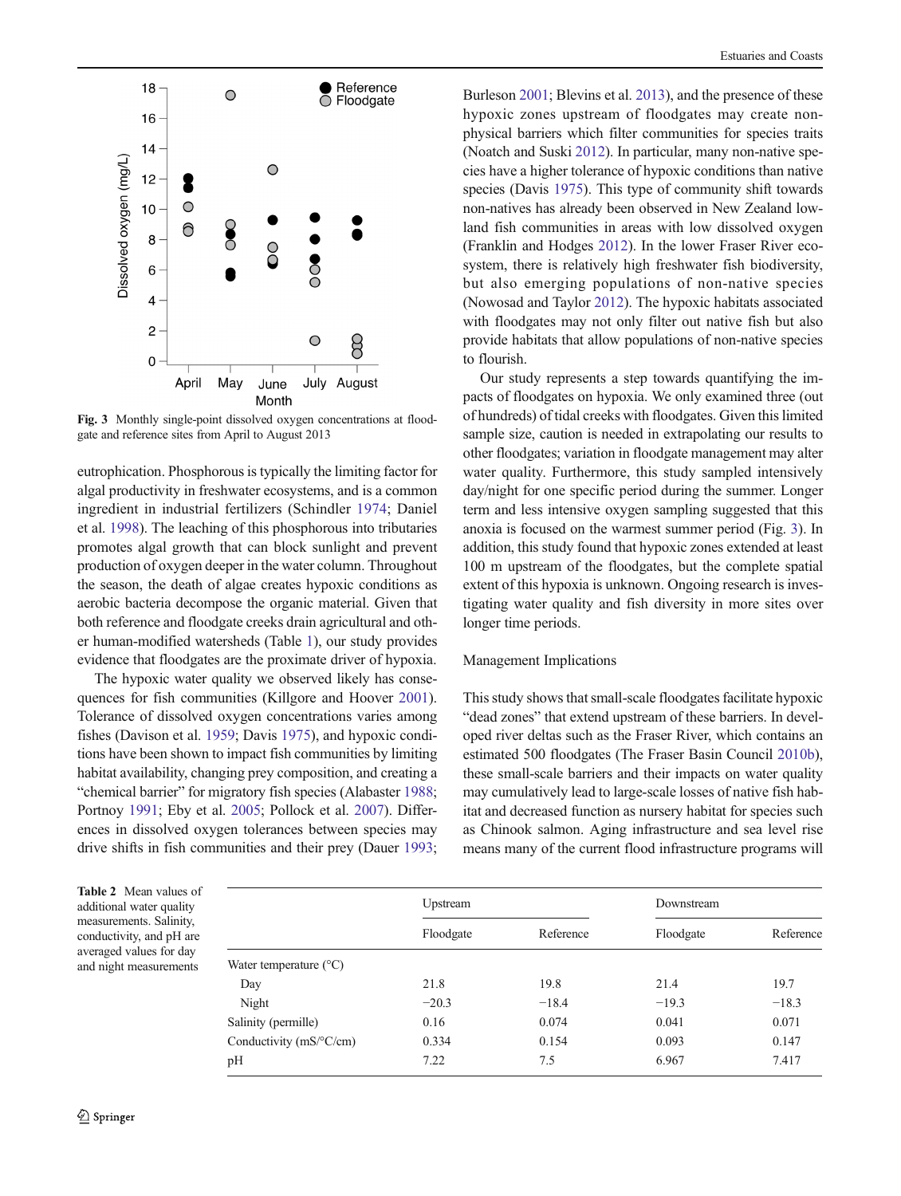Fig. 3 Monthly single-point dissolved oxygen concentrations at floodgate and reference sites from April to August 2013

eutrophication. Phosphorous is typically the limiting factor for algal productivity in freshwater ecosystems, and is a common ingredient in industrial fertilizers (Schindler 1974; Daniel et al. 1998). The leaching of this phosphorous into tributaries promotes algal growth that can block sunlight and prevent production of oxygen deeper in the water column. Throughout the season, the death of algae creates hypoxic conditions as aerobic bacteria decompose the organic material. Given that both reference and floodgate creeks drain agricultural and other human-modified watersheds (Table 1), our study provides evidence that floodgates are the proximate driver of hypoxia.

The hypoxic water quality we observed likely has consequences for fish communities (Killgore and Hoover 2001). Tolerance of dissolved oxygen concentrations varies among fishes (Davison et al. 1959; Davis 1975), and hypoxic conditions have been shown to impact fish communities by limiting habitat availability, changing prey composition, and creating a "chemical barrier" for migratory fish species (Alabaster 1988; Portnoy 1991; Eby et al. 2005; Pollock et al. 2007). Differences in dissolved oxygen tolerances between species may drive shifts in fish communities and their prey (Dauer 1993; Burleson 2001; Blevins et al. 2013), and the presence of these hypoxic zones upstream of floodgates may create non-physical barriers which filter communities for species traits (Noatch and Suski 2012). In particular, many non-native species have a higher tolerance of hypoxic conditions than native species (Davis 1975). This type of community shift towards non-natives has already been observed in New Zealand lowland fish communities in areas with low dissolved oxygen (Franklin and Hodges 2012). In the lower Fraser River ecosystem, there is relatively high freshwater fish biodiversity, but also emerging populations of non-native species (Nowosad and Taylor 2012). The hypoxic habitats associated with floodgates may not only filter out native fish but also provide habitats that allow populations of non-native species to flourish.

Our study represents a step towards quantifying the impacts of floodgates on hypoxia. We only examined three (out of hundreds) of tidal creeks with floodgates. Given this limited sample size, caution is needed in extrapolating our results to other floodgates; variation in floodgate management may alter water quality. Furthermore, this study sampled intensively day/night for one specific period during the summer. Longer term and less intensive oxygen sampling suggested that this anoxia is focused on the warmest summer period (Fig. 3). In addition, this study found that hypoxic zones extended at least 100 m upstream of the floodgates, but the complete spatial extent of this hypoxia is unknown. Ongoing research is investigating water quality and fish diversity in more sites over longer time periods.

## Management Implications

This study shows that small-scale floodgates facilitate hypoxic "dead zones" that extend upstream of these barriers. In developed river deltas such as the Fraser River, which contains an estimated 500 floodgates (The Fraser Basin Council 2010b), these small-scale barriers and their impacts on water quality may cumulatively lead to large-scale losses of native fish habitat and decreased function as nursery habitat for species such as Chinook salmon. Aging infrastructure and sea level rise means many of the current flood infrastructure programs will

**Table 2** Mean values of additional water quality measurements. Salinity, conductivity, and pH are averaged values for day and night measurements

| | Upstream | | Downstream | |
|---|---|---|---|---|
| | Floodgate | Reference | Floodgate | Reference |
| Water temperature (°C) | | | | |
| Day | 21.8 | 19.8 | 21.4 | 19.7 |
| Night | −20.3 | −18.4 | −19.3 | −18.3 |
| Salinity (permille) | 0.16 | 0.074 | 0.041 | 0.071 |
| Conductivity (mS/°C/cm) | 0.334 | 0.154 | 0.093 | 0.147 |
| pH | 7.22 | 7.5 | 6.967 | 7.417 |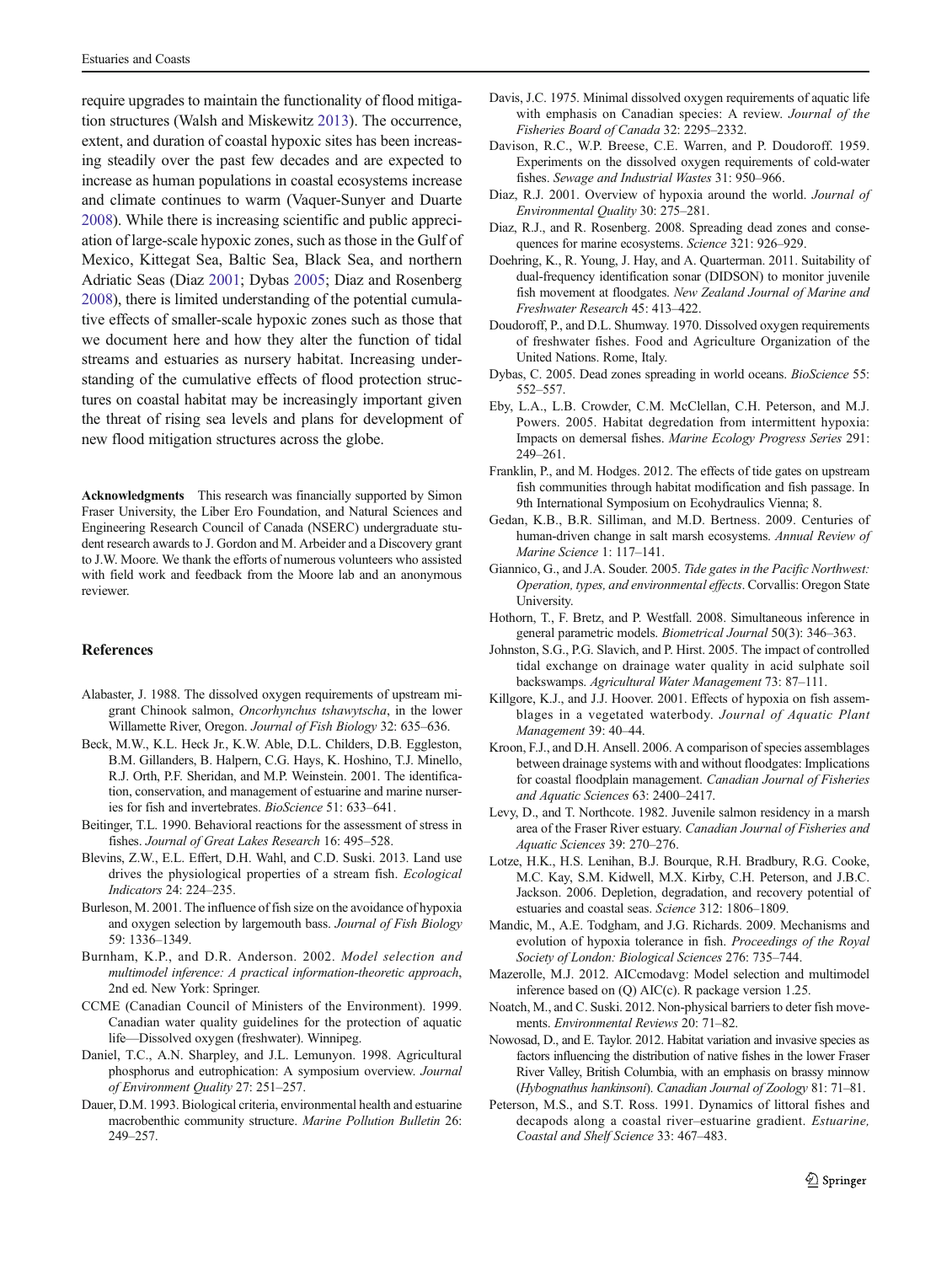require upgrades to maintain the functionality of flood mitigation structures (Walsh and Miskewitz 2013). The occurrence, extent, and duration of coastal hypoxic sites has been increasing steadily over the past few decades and are expected to increase as human populations in coastal ecosystems increase and climate continues to warm (Vaquer-Sunyer and Duarte 2008). While there is increasing scientific and public appreciation of large-scale hypoxic zones, such as those in the Gulf of Mexico, Kittegat Sea, Baltic Sea, Black Sea, and northern Adriatic Seas (Diaz 2001; Dybas 2005; Diaz and Rosenberg 2008), there is limited understanding of the potential cumulative effects of smaller-scale hypoxic zones such as those that we document here and how they alter the function of tidal streams and estuaries as nursery habitat. Increasing understanding of the cumulative effects of flood protection structures on coastal habitat may be increasingly important given the threat of rising sea levels and plans for development of new flood mitigation structures across the globe.

**Acknowledgments** This research was financially supported by Simon Fraser University, the Liber Ero Foundation, and Natural Sciences and Engineering Research Council of Canada (NSERC) undergraduate student research awards to J. Gordon and M. Arbeider and a Discovery grant to J.W. Moore. We thank the efforts of numerous volunteers who assisted with field work and feedback from the Moore lab and an anonymous reviewer.

## References

Alabaster, J. 1988. The dissolved oxygen requirements of upstream migrant Chinook salmon, *Oncorhynchus tshawytscha*, in the lower Willamette River, Oregon. *Journal of Fish Biology* 32: 635–636.

Beck, M.W., K.L. Heck Jr., K.W. Able, D.L. Childers, D.B. Eggleston, B.M. Gillanders, B. Halpern, C.G. Hays, K. Hoshino, T.J. Minello, R.J. Orth, P.F. Sheridan, and M.P. Weinstein. 2001. The identification, conservation, and management of estuarine and marine nurseries for fish and invertebrates. *BioScience* 51: 633–641.

Beitinger, T.L. 1990. Behavioral reactions for the assessment of stress in fishes. *Journal of Great Lakes Research* 16: 495–528.

Blevins, Z.W., E.L. Effert, D.H. Wahl, and C.D. Suski. 2013. Land use drives the physiological properties of a stream fish. *Ecological Indicators* 24: 224–235.

Burleson, M. 2001. The influence of fish size on the avoidance of hypoxia and oxygen selection by largemouth bass. *Journal of Fish Biology* 59: 1336–1349.

Burnham, K.P., and D.R. Anderson. 2002. *Model selection and multimodel inference: A practical information-theoretic approach*, 2nd ed. New York: Springer.

CCME (Canadian Council of Ministers of the Environment). 1999. Canadian water quality guidelines for the protection of aquatic life—Dissolved oxygen (freshwater). Winnipeg.

Daniel, T.C., A.N. Sharpley, and J.L. Lemunyon. 1998. Agricultural phosphorus and eutrophication: A symposium overview. *Journal of Environment Quality* 27: 251–257.

Dauer, D.M. 1993. Biological criteria, environmental health and estuarine macrobenthic community structure. *Marine Pollution Bulletin* 26: 249–257.

Davis, J.C. 1975. Minimal dissolved oxygen requirements of aquatic life with emphasis on Canadian species: A review. *Journal of the Fisheries Board of Canada* 32: 2295–2332.

Davison, R.C., W.P. Breese, C.E. Warren, and P. Doudoroff. 1959. Experiments on the dissolved oxygen requirements of cold-water fishes. *Sewage and Industrial Wastes* 31: 950–966.

Diaz, R.J. 2001. Overview of hypoxia around the world. *Journal of Environmental Quality* 30: 275–281.

Diaz, R.J., and R. Rosenberg. 2008. Spreading dead zones and consequences for marine ecosystems. *Science* 321: 926–929.

Doehring, K., R. Young, J. Hay, and A. Quarterman. 2011. Suitability of dual-frequency identification sonar (DIDSON) to monitor juvenile fish movement at floodgates. *New Zealand Journal of Marine and Freshwater Research* 45: 413–422.

Doudoroff, P., and D.L. Shumway. 1970. Dissolved oxygen requirements of freshwater fishes. Food and Agriculture Organization of the United Nations. Rome, Italy.

Dybas, C. 2005. Dead zones spreading in world oceans. *BioScience* 55: 552–557.

Eby, L.A., L.B. Crowder, C.M. McClellan, C.H. Peterson, and M.J. Powers. 2005. Habitat degredation from intermittent hypoxia: Impacts on demersal fishes. *Marine Ecology Progress Series* 291: 249–261.

Franklin, P., and M. Hodges. 2012. The effects of tide gates on upstream fish communities through habitat modification and fish passage. In 9th International Symposium on Ecohydraulics Vienna; 8.

Gedan, K.B., B.R. Silliman, and M.D. Bertness. 2009. Centuries of human-driven change in salt marsh ecosystems. *Annual Review of Marine Science* 1: 117–141.

Giannico, G., and J.A. Souder. 2005. *Tide gates in the Pacific Northwest: Operation, types, and environmental effects*. Corvallis: Oregon State University.

Hothorn, T., F. Bretz, and P. Westfall. 2008. Simultaneous inference in general parametric models. *Biometrical Journal* 50(3): 346–363.

Johnston, S.G., P.G. Slavich, and P. Hirst. 2005. The impact of controlled tidal exchange on drainage water quality in acid sulphate soil backswamps. *Agricultural Water Management* 73: 87–111.

Killgore, K.J., and J.J. Hoover. 2001. Effects of hypoxia on fish assemblages in a vegetated waterbody. *Journal of Aquatic Plant Management* 39: 40–44.

Kroon, F.J., and D.H. Ansell. 2006. A comparison of species assemblages between drainage systems with and without floodgates: Implications for coastal floodplain management. *Canadian Journal of Fisheries and Aquatic Sciences* 63: 2400–2417.

Levy, D., and T. Northcote. 1982. Juvenile salmon residency in a marsh area of the Fraser River estuary. *Canadian Journal of Fisheries and Aquatic Sciences* 39: 270–276.

Lotze, H.K., H.S. Lenihan, B.J. Bourque, R.H. Bradbury, R.G. Cooke, M.C. Kay, S.M. Kidwell, M.X. Kirby, C.H. Peterson, and J.B.C. Jackson. 2006. Depletion, degradation, and recovery potential of estuaries and coastal seas. *Science* 312: 1806–1809.

Mandic, M., A.E. Todgham, and J.G. Richards. 2009. Mechanisms and evolution of hypoxia tolerance in fish. *Proceedings of the Royal Society of London: Biological Sciences* 276: 735–744.

Mazerolle, M.J. 2012. AICcmodavg: Model selection and multimodel inference based on (Q) AIC(c). R package version 1.25.

Noatch, M., and C. Suski. 2012. Non-physical barriers to deter fish movements. *Environmental Reviews* 20: 71–82.

Nowosad, D., and E. Taylor. 2012. Habitat variation and invasive species as factors influencing the distribution of native fishes in the lower Fraser River Valley, British Columbia, with an emphasis on brassy minnow (*Hybognathus hankinsoni*). *Canadian Journal of Zoology* 81: 71–81.

Peterson, M.S., and S.T. Ross. 1991. Dynamics of littoral fishes and decapods along a coastal river–estuarine gradient. *Estuarine, Coastal and Shelf Science* 33: 467–483.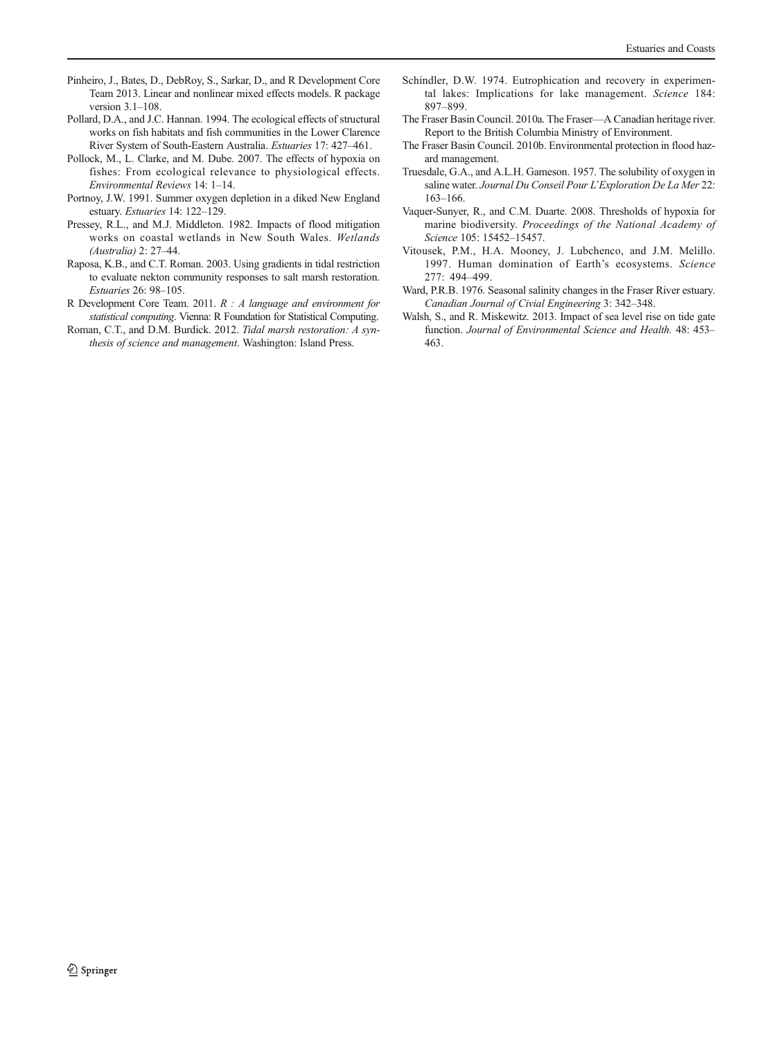Pinheiro, J., Bates, D., DebRoy, S., Sarkar, D., and R Development Core Team 2013. Linear and nonlinear mixed effects models. R package version 3.1–108.

Pollard, D.A., and J.C. Hannan. 1994. The ecological effects of structural works on fish habitats and fish communities in the Lower Clarence River System of South-Eastern Australia. *Estuaries* 17: 427–461.

Pollock, M., L. Clarke, and M. Dube. 2007. The effects of hypoxia on fishes: From ecological relevance to physiological effects. *Environmental Reviews* 14: 1–14.

Portnoy, J.W. 1991. Summer oxygen depletion in a diked New England estuary. *Estuaries* 14: 122–129.

Pressey, R.L., and M.J. Middleton. 1982. Impacts of flood mitigation works on coastal wetlands in New South Wales. *Wetlands (Australia)* 2: 27–44.

Raposa, K.B., and C.T. Roman. 2003. Using gradients in tidal restriction to evaluate nekton community responses to salt marsh restoration. *Estuaries* 26: 98–105.

R Development Core Team. 2011. *R : A language and environment for statistical computing*. Vienna: R Foundation for Statistical Computing.

Roman, C.T., and D.M. Burdick. 2012. *Tidal marsh restoration: A synthesis of science and management*. Washington: Island Press.

Schindler, D.W. 1974. Eutrophication and recovery in experimental lakes: Implications for lake management. *Science* 184: 897–899.

The Fraser Basin Council. 2010a. The Fraser—A Canadian heritage river. Report to the British Columbia Ministry of Environment.

The Fraser Basin Council. 2010b. Environmental protection in flood hazard management.

Truesdale, G.A., and A.L.H. Gameson. 1957. The solubility of oxygen in saline water. *Journal Du Conseil Pour L'Exploration De La Mer* 22: 163–166.

Vaquer-Sunyer, R., and C.M. Duarte. 2008. Thresholds of hypoxia for marine biodiversity. *Proceedings of the National Academy of Science* 105: 15452–15457.

Vitousek, P.M., H.A. Mooney, J. Lubchenco, and J.M. Melillo. 1997. Human domination of Earth's ecosystems. *Science* 277: 494–499.

Ward, P.R.B. 1976. Seasonal salinity changes in the Fraser River estuary. *Canadian Journal of Civial Engineering* 3: 342–348.

Walsh, S., and R. Miskewitz. 2013. Impact of sea level rise on tide gate function. *Journal of Environmental Science and Health.* 48: 453–463.